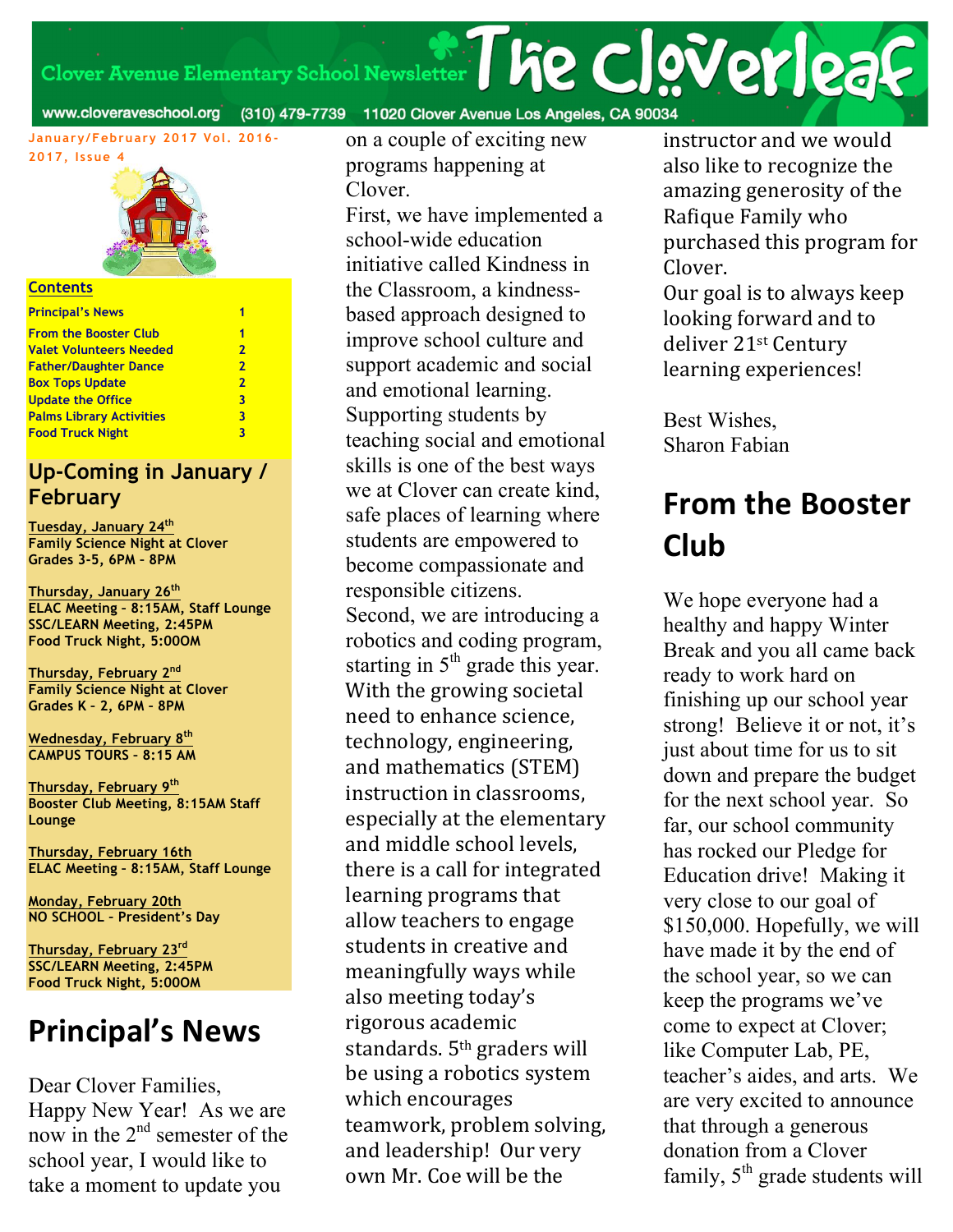Clover Avenue Elementary School Newsletter

# The Cloverleaf

www.cloveraveschool.org (310) 479-7739 11020 Clover Avenue Los Angeles, CA 90034

January/February 2017 Vol. 2016-2017, Issue 4

**Contents**

| | |
|---|---|
| Principal's News | 1 |
| From the Booster Club | 1 |
| Valet Volunteers Needed | 2 |
| Father/Daughter Dance | 2 |
| Box Tops Update | 2 |
| Update the Office | 3 |
| Palms Library Activities | 3 |
| Food Truck Night | 3 |

## Up-Coming in January / February

**Tuesday, January 24th**
**Family Science Night at Clover Grades 3-5, 6PM - 8PM**

**Thursday, January 26th**
**ELAC Meeting - 8:15AM, Staff Lounge**
**SSC/LEARN Meeting, 2:45PM**
**Food Truck Night, 5:00OM**

**Thursday, February 2nd**
**Family Science Night at Clover Grades K - 2, 6PM - 8PM**

**Wednesday, February 8th**
**CAMPUS TOURS - 8:15 AM**

**Thursday, February 9th**
**Booster Club Meeting, 8:15AM Staff Lounge**

**Thursday, February 16th**
**ELAC Meeting - 8:15AM, Staff Lounge**

**Monday, February 20th**
**NO SCHOOL - President's Day**

**Thursday, February 23rd**
**SSC/LEARN Meeting, 2:45PM**
**Food Truck Night, 5:00OM**

## Principal's News

Dear Clover Families,
Happy New Year! As we are now in the 2nd semester of the school year, I would like to take a moment to update you on a couple of exciting new programs happening at Clover.
First, we have implemented a school-wide education initiative called Kindness in the Classroom, a kindness-based approach designed to improve school culture and support academic and social and emotional learning. Supporting students by teaching social and emotional skills is one of the best ways we at Clover can create kind, safe places of learning where students are empowered to become compassionate and responsible citizens.
Second, we are introducing a robotics and coding program, starting in 5th grade this year. With the growing societal need to enhance science, technology, engineering, and mathematics (STEM) instruction in classrooms, especially at the elementary and middle school levels, there is a call for integrated learning programs that allow teachers to engage students in creative and meaningfully ways while also meeting today's rigorous academic standards. 5th graders will be using a robotics system which encourages teamwork, problem solving, and leadership! Our very own Mr. Coe will be the instructor and we would also like to recognize the amazing generosity of the Rafique Family who purchased this program for Clover.
Our goal is to always keep looking forward and to deliver 21st Century learning experiences!

Best Wishes,
Sharon Fabian

## From the Booster Club

We hope everyone had a healthy and happy Winter Break and you all came back ready to work hard on finishing up our school year strong! Believe it or not, it's just about time for us to sit down and prepare the budget for the next school year. So far, our school community has rocked our Pledge for Education drive! Making it very close to our goal of $150,000. Hopefully, we will have made it by the end of the school year, so we can keep the programs we've come to expect at Clover; like Computer Lab, PE, teacher's aides, and arts. We are very excited to announce that through a generous donation from a Clover family, 5th grade students will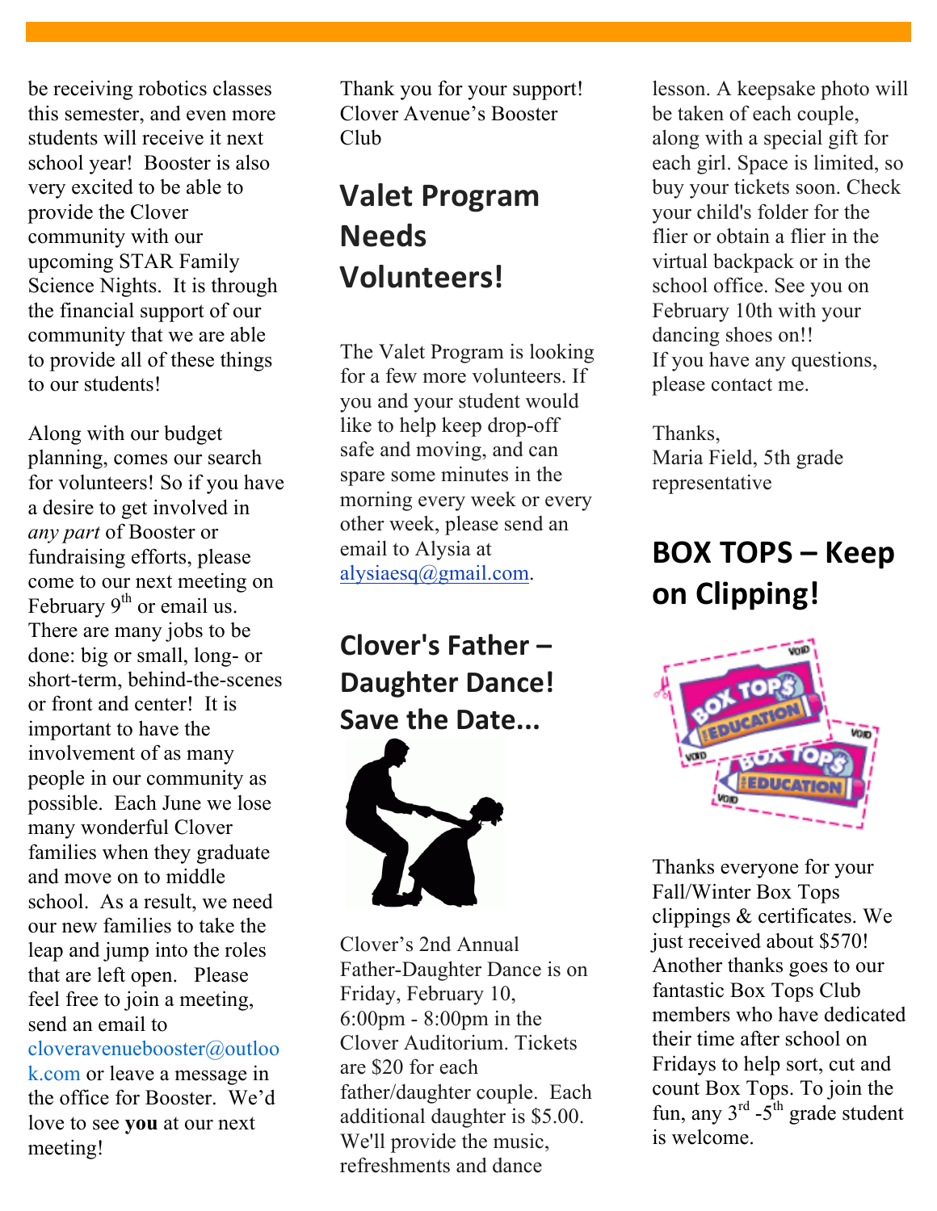be receiving robotics classes this semester, and even more students will receive it next school year! Booster is also very excited to be able to provide the Clover community with our upcoming STAR Family Science Nights. It is through the financial support of our community that we are able to provide all of these things to our students!

Along with our budget planning, comes our search for volunteers! So if you have a desire to get involved in *any part* of Booster or fundraising efforts, please come to our next meeting on February 9th or email us. There are many jobs to be done: big or small, long- or short-term, behind-the-scenes or front and center! It is important to have the involvement of as many people in our community as possible. Each June we lose many wonderful Clover families when they graduate and move on to middle school. As a result, we need our new families to take the leap and jump into the roles that are left open. Please feel free to join a meeting, send an email to cloveravenuebooster@outlook.com or leave a message in the office for Booster. We'd love to see **you** at our next meeting!

Thank you for your support!
Clover Avenue's Booster Club

## Valet Program Needs Volunteers!

The Valet Program is looking for a few more volunteers. If you and your student would like to help keep drop-off safe and moving, and can spare some minutes in the morning every week or every other week, please send an email to Alysia at alysiaesq@gmail.com.

## Clover's Father – Daughter Dance! Save the Date...

Clover's 2nd Annual Father-Daughter Dance is on Friday, February 10, 6:00pm - 8:00pm in the Clover Auditorium. Tickets are $20 for each father/daughter couple. Each additional daughter is $5.00. We'll provide the music, refreshments and dance lesson. A keepsake photo will be taken of each couple, along with a special gift for each girl. Space is limited, so buy your tickets soon. Check your child's folder for the flier or obtain a flier in the virtual backpack or in the school office. See you on February 10th with your dancing shoes on!!
If you have any questions, please contact me.

Thanks,
Maria Field, 5th grade representative

## BOX TOPS – Keep on Clipping!

Thanks everyone for your Fall/Winter Box Tops clippings & certificates. We just received about $570! Another thanks goes to our fantastic Box Tops Club members who have dedicated their time after school on Fridays to help sort, cut and count Box Tops. To join the fun, any 3rd -5th grade student is welcome.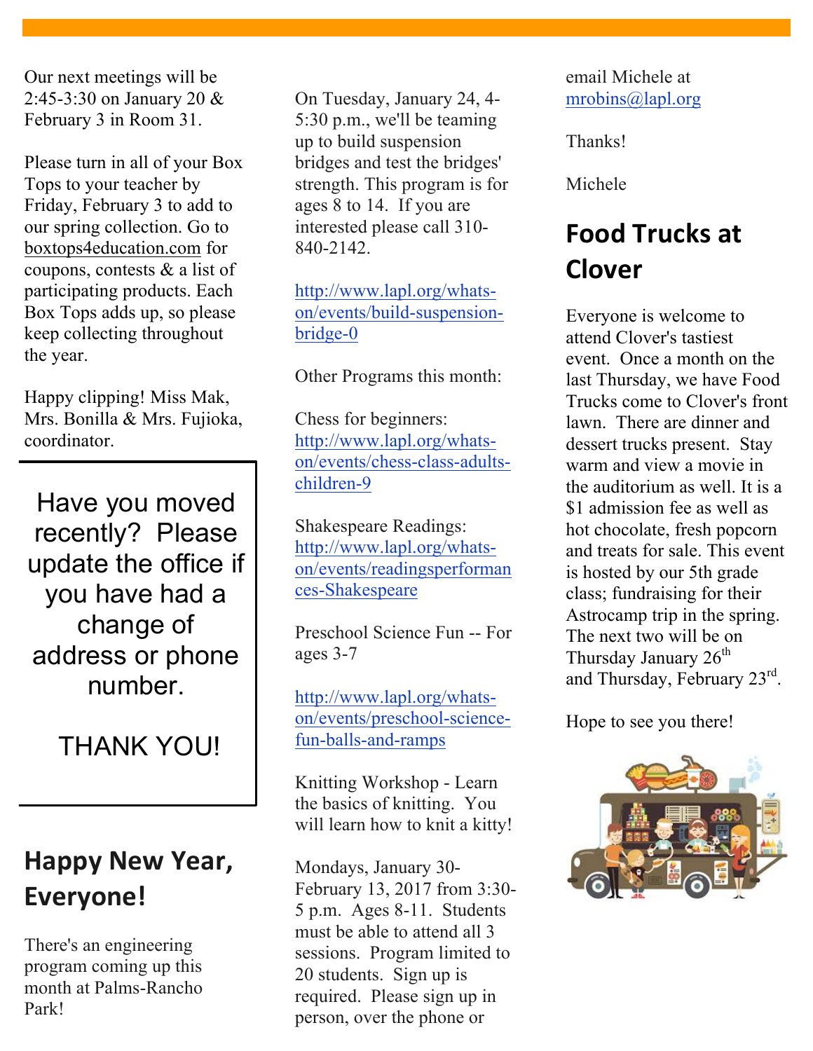Our next meetings will be 2:45-3:30 on January 20 & February 3 in Room 31.

Please turn in all of your Box Tops to your teacher by Friday, February 3 to add to our spring collection. Go to boxtops4education.com for coupons, contests & a list of participating products. Each Box Tops adds up, so please keep collecting throughout the year.

Happy clipping! Miss Mak, Mrs. Bonilla & Mrs. Fujioka, coordinator.

Have you moved recently? Please update the office if you have had a change of address or phone number.

THANK YOU!

## Happy New Year, Everyone!

There's an engineering program coming up this month at Palms-Rancho Park!

On Tuesday, January 24, 4-5:30 p.m., we'll be teaming up to build suspension bridges and test the bridges' strength. This program is for ages 8 to 14. If you are interested please call 310-840-2142.

http://www.lapl.org/whats-on/events/build-suspension-bridge-0

Other Programs this month:

Chess for beginners: http://www.lapl.org/whats-on/events/chess-class-adults-children-9

Shakespeare Readings: http://www.lapl.org/whats-on/events/readingsperformances-Shakespeare

Preschool Science Fun -- For ages 3-7

http://www.lapl.org/whats-on/events/preschool-science-fun-balls-and-ramps

Knitting Workshop - Learn the basics of knitting. You will learn how to knit a kitty!

Mondays, January 30-February 13, 2017 from 3:30-5 p.m. Ages 8-11. Students must be able to attend all 3 sessions. Program limited to 20 students. Sign up is required. Please sign up in person, over the phone or email Michele at mrobins@lapl.org

Thanks!

Michele

## Food Trucks at Clover

Everyone is welcome to attend Clover's tastiest event. Once a month on the last Thursday, we have Food Trucks come to Clover's front lawn. There are dinner and dessert trucks present. Stay warm and view a movie in the auditorium as well. It is a $1 admission fee as well as hot chocolate, fresh popcorn and treats for sale. This event is hosted by our 5th grade class; fundraising for their Astrocamp trip in the spring. The next two will be on Thursday January 26th and Thursday, February 23rd.

Hope to see you there!